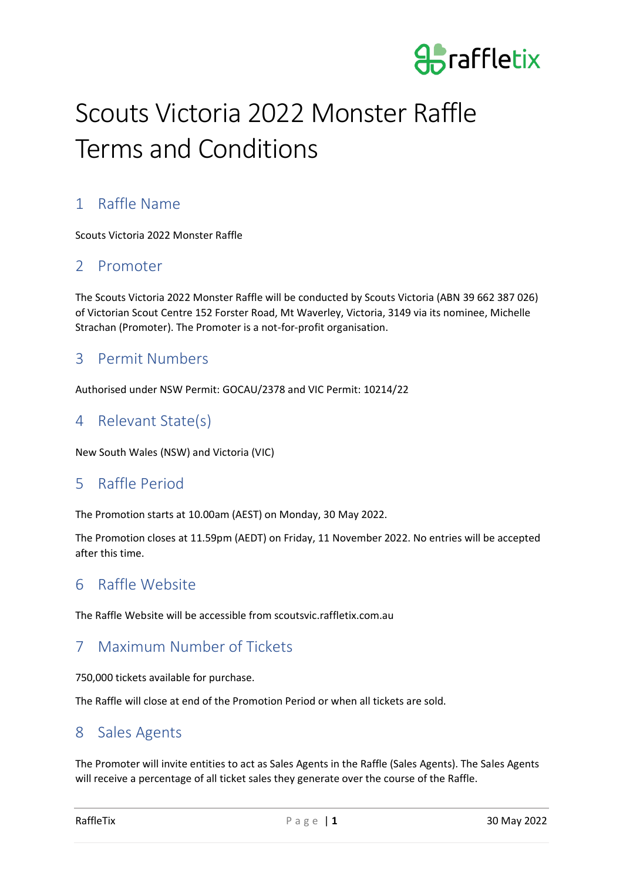# Scouts Victoria 2022 Monster Raffle Terms and Conditions

## 1 Raffle Name

Scouts Victoria 2022 Monster Raffle

## 2 Promoter

The Scouts Victoria 2022 Monster Raffle will be conducted by Scouts Victoria (ABN 39 662 387 026) of Victorian Scout Centre 152 Forster Road, Mt Waverley, Victoria, 3149 via its nominee, Michelle Strachan (Promoter). The Promoter is a not-for-profit organisation.

## 3 Permit Numbers

Authorised under NSW Permit: GOCAU/2378 and VIC Permit: 10214/22

## 4 Relevant State(s)

New South Wales (NSW) and Victoria (VIC)

## 5 Raffle Period

The Promotion starts at 10.00am (AEST) on Monday, 30 May 2022.

The Promotion closes at 11.59pm (AEDT) on Friday, 11 November 2022. No entries will be accepted after this time.

## 6 Raffle Website

The Raffle Website will be accessible from scoutsvic.raffletix.com.au

## 7 Maximum Number of Tickets

750,000 tickets available for purchase.

The Raffle will close at end of the Promotion Period or when all tickets are sold.

## 8 Sales Agents

The Promoter will invite entities to act as Sales Agents in the Raffle (Sales Agents). The Sales Agents will receive a percentage of all ticket sales they generate over the course of the Raffle.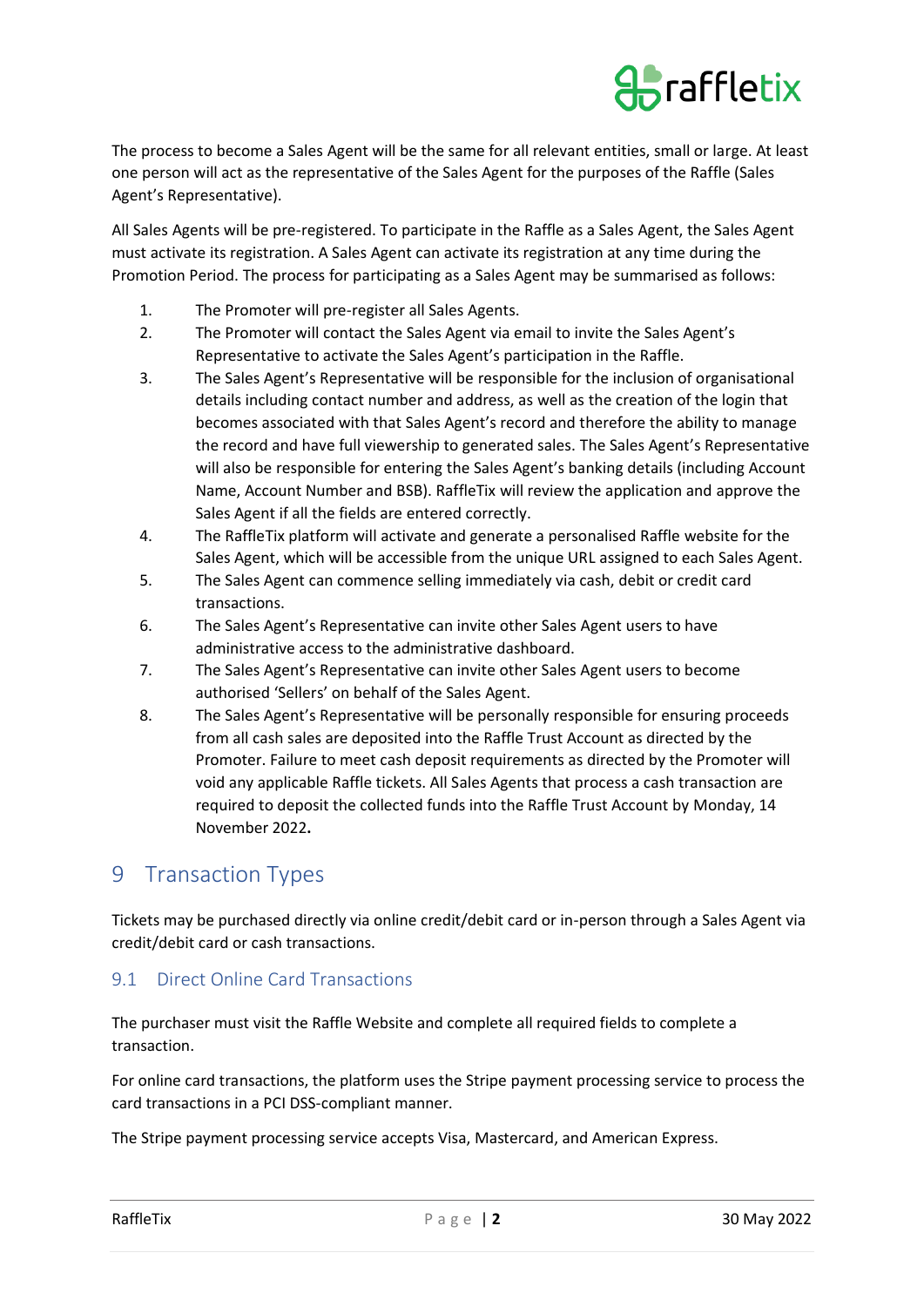The process to become a Sales Agent will be the same for all relevant entities, small or large. At least one person will act as the representative of the Sales Agent for the purposes of the Raffle (Sales Agent's Representative).

All Sales Agents will be pre-registered. To participate in the Raffle as a Sales Agent, the Sales Agent must activate its registration. A Sales Agent can activate its registration at any time during the Promotion Period. The process for participating as a Sales Agent may be summarised as follows:

1. The Promoter will pre-register all Sales Agents.
2. The Promoter will contact the Sales Agent via email to invite the Sales Agent's Representative to activate the Sales Agent's participation in the Raffle.
3. The Sales Agent's Representative will be responsible for the inclusion of organisational details including contact number and address, as well as the creation of the login that becomes associated with that Sales Agent's record and therefore the ability to manage the record and have full viewership to generated sales. The Sales Agent's Representative will also be responsible for entering the Sales Agent's banking details (including Account Name, Account Number and BSB). RaffleTix will review the application and approve the Sales Agent if all the fields are entered correctly.
4. The RaffleTix platform will activate and generate a personalised Raffle website for the Sales Agent, which will be accessible from the unique URL assigned to each Sales Agent.
5. The Sales Agent can commence selling immediately via cash, debit or credit card transactions.
6. The Sales Agent's Representative can invite other Sales Agent users to have administrative access to the administrative dashboard.
7. The Sales Agent's Representative can invite other Sales Agent users to become authorised 'Sellers' on behalf of the Sales Agent.
8. The Sales Agent's Representative will be personally responsible for ensuring proceeds from all cash sales are deposited into the Raffle Trust Account as directed by the Promoter. Failure to meet cash deposit requirements as directed by the Promoter will void any applicable Raffle tickets. All Sales Agents that process a cash transaction are required to deposit the collected funds into the Raffle Trust Account by Monday, 14 November 2022**.**

# 9 Transaction Types

Tickets may be purchased directly via online credit/debit card or in-person through a Sales Agent via credit/debit card or cash transactions.

## 9.1 Direct Online Card Transactions

The purchaser must visit the Raffle Website and complete all required fields to complete a transaction.

For online card transactions, the platform uses the Stripe payment processing service to process the card transactions in a PCI DSS-compliant manner.

The Stripe payment processing service accepts Visa, Mastercard, and American Express.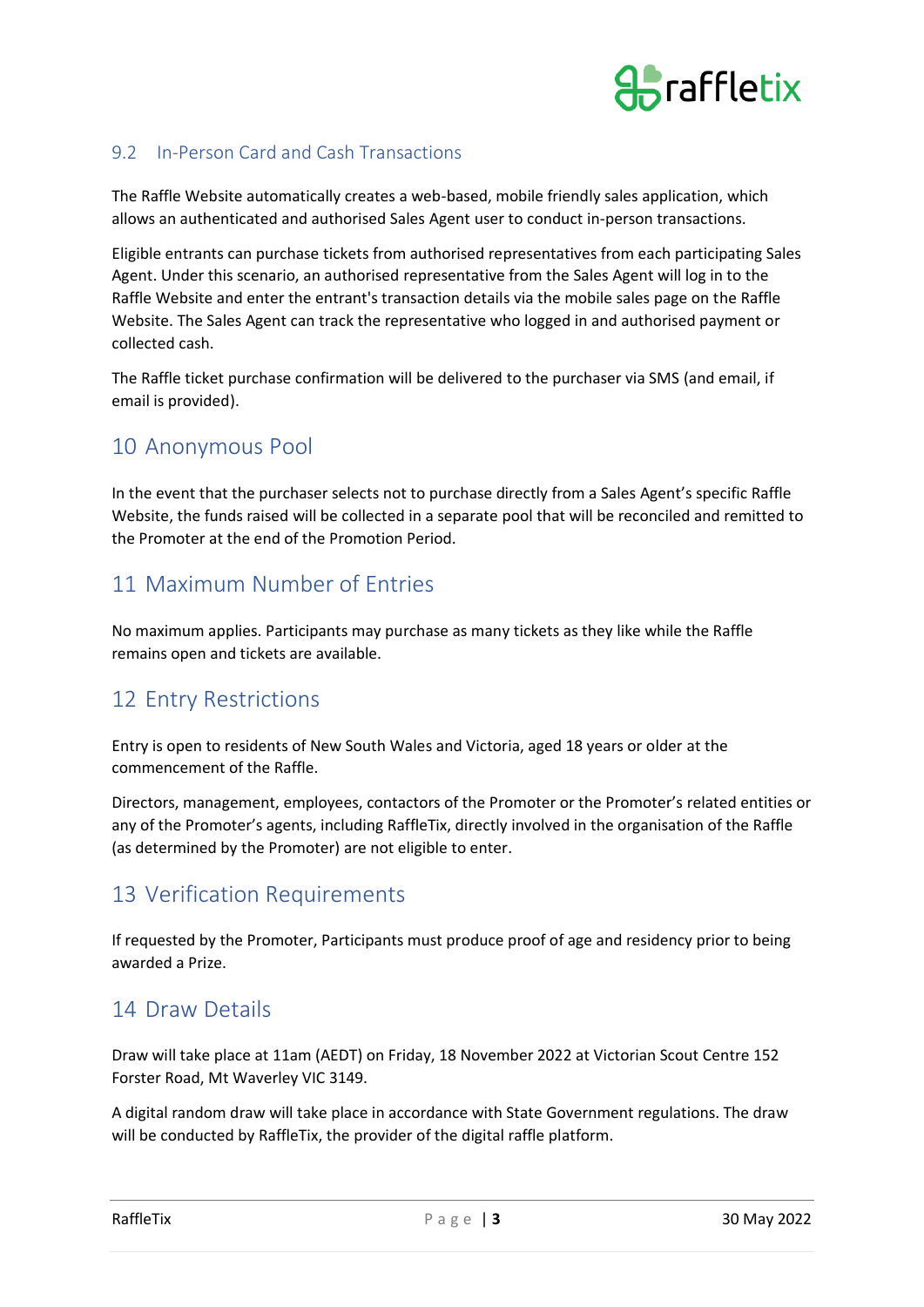### 9.2 In-Person Card and Cash Transactions

The Raffle Website automatically creates a web-based, mobile friendly sales application, which allows an authenticated and authorised Sales Agent user to conduct in-person transactions.

Eligible entrants can purchase tickets from authorised representatives from each participating Sales Agent. Under this scenario, an authorised representative from the Sales Agent will log in to the Raffle Website and enter the entrant's transaction details via the mobile sales page on the Raffle Website. The Sales Agent can track the representative who logged in and authorised payment or collected cash.

The Raffle ticket purchase confirmation will be delivered to the purchaser via SMS (and email, if email is provided).

## 10 Anonymous Pool

In the event that the purchaser selects not to purchase directly from a Sales Agent's specific Raffle Website, the funds raised will be collected in a separate pool that will be reconciled and remitted to the Promoter at the end of the Promotion Period.

## 11 Maximum Number of Entries

No maximum applies. Participants may purchase as many tickets as they like while the Raffle remains open and tickets are available.

## 12 Entry Restrictions

Entry is open to residents of New South Wales and Victoria, aged 18 years or older at the commencement of the Raffle.

Directors, management, employees, contactors of the Promoter or the Promoter's related entities or any of the Promoter's agents, including RaffleTix, directly involved in the organisation of the Raffle (as determined by the Promoter) are not eligible to enter.

## 13 Verification Requirements

If requested by the Promoter, Participants must produce proof of age and residency prior to being awarded a Prize.

## 14 Draw Details

Draw will take place at 11am (AEDT) on Friday, 18 November 2022 at Victorian Scout Centre 152 Forster Road, Mt Waverley VIC 3149.

A digital random draw will take place in accordance with State Government regulations. The draw will be conducted by RaffleTix, the provider of the digital raffle platform.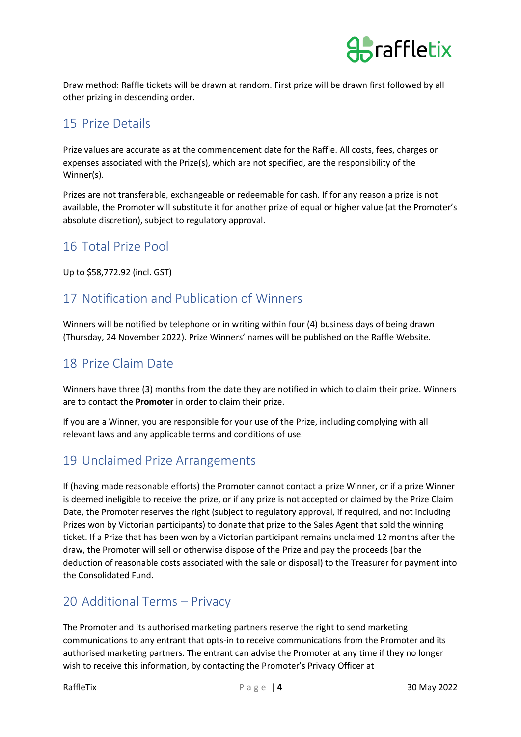Draw method: Raffle tickets will be drawn at random. First prize will be drawn first followed by all other prizing in descending order.

## 15 Prize Details

Prize values are accurate as at the commencement date for the Raffle. All costs, fees, charges or expenses associated with the Prize(s), which are not specified, are the responsibility of the Winner(s).

Prizes are not transferable, exchangeable or redeemable for cash. If for any reason a prize is not available, the Promoter will substitute it for another prize of equal or higher value (at the Promoter's absolute discretion), subject to regulatory approval.

## 16 Total Prize Pool

Up to $58,772.92 (incl. GST)

## 17 Notification and Publication of Winners

Winners will be notified by telephone or in writing within four (4) business days of being drawn (Thursday, 24 November 2022). Prize Winners' names will be published on the Raffle Website.

## 18 Prize Claim Date

Winners have three (3) months from the date they are notified in which to claim their prize. Winners are to contact the **Promoter** in order to claim their prize.

If you are a Winner, you are responsible for your use of the Prize, including complying with all relevant laws and any applicable terms and conditions of use.

## 19 Unclaimed Prize Arrangements

If (having made reasonable efforts) the Promoter cannot contact a prize Winner, or if a prize Winner is deemed ineligible to receive the prize, or if any prize is not accepted or claimed by the Prize Claim Date, the Promoter reserves the right (subject to regulatory approval, if required, and not including Prizes won by Victorian participants) to donate that prize to the Sales Agent that sold the winning ticket. If a Prize that has been won by a Victorian participant remains unclaimed 12 months after the draw, the Promoter will sell or otherwise dispose of the Prize and pay the proceeds (bar the deduction of reasonable costs associated with the sale or disposal) to the Treasurer for payment into the Consolidated Fund.

## 20 Additional Terms – Privacy

The Promoter and its authorised marketing partners reserve the right to send marketing communications to any entrant that opts-in to receive communications from the Promoter and its authorised marketing partners. The entrant can advise the Promoter at any time if they no longer wish to receive this information, by contacting the Promoter's Privacy Officer at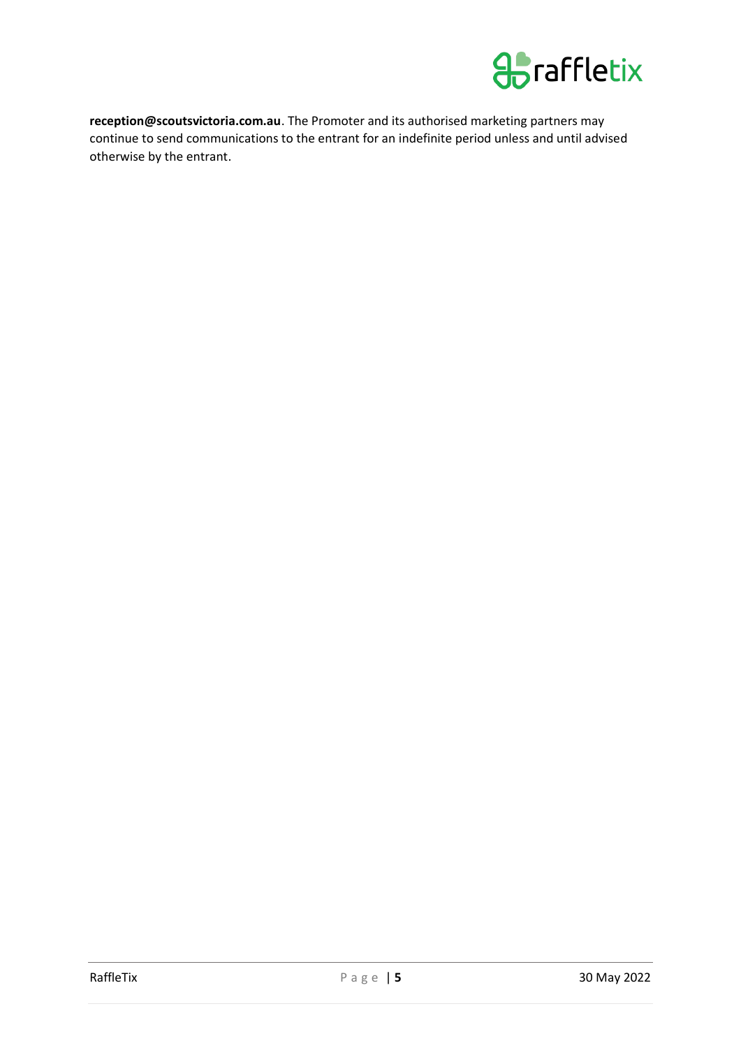**reception@scoutsvictoria.com.au**. The Promoter and its authorised marketing partners may continue to send communications to the entrant for an indefinite period unless and until advised otherwise by the entrant.